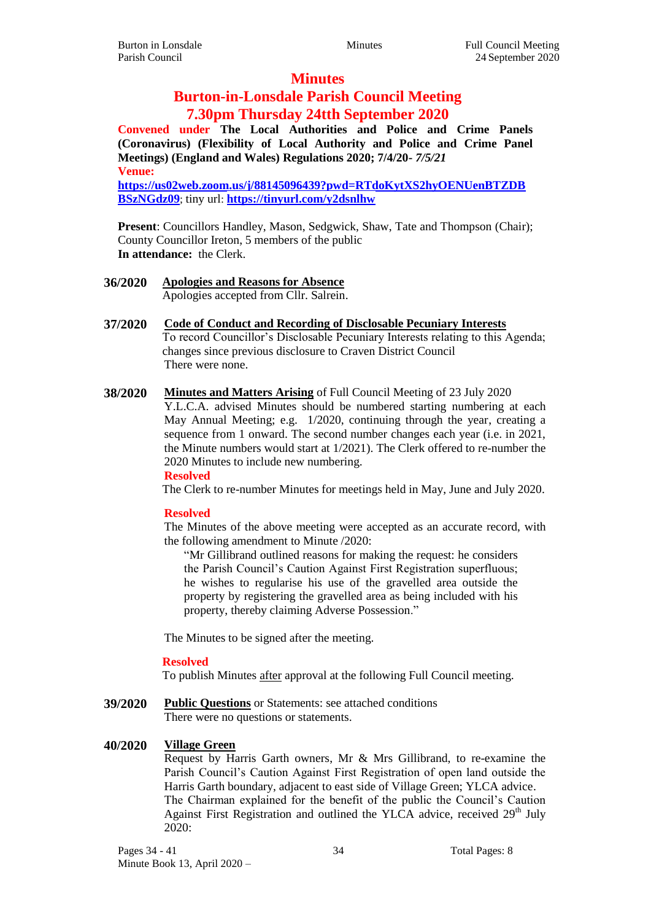# Minutes

## Burton-in-Lonsdale Parish Council Meeting

## 7.30pm Thursday 24tth September 2020

**Convened under The Local Authorities and Police and Crime Panels (Coronavirus) (Flexibility of Local Authority and Police and Crime Panel Meetings) (England and Wales) Regulations 2020; 7/4/20-** ***7/5/21***

**Venue:**

**https://us02web.zoom.us/j/88145096439?pwd=RTdoKytXS2hyOENUenBTZDBBSzNGdz09**; tiny url: **https://tinyurl.com/y2dsnlhw**

**Present**: Councillors Handley, Mason, Sedgwick, Shaw, Tate and Thompson (Chair); County Councillor Ireton, 5 members of the public
**In attendance:** the Clerk.

**36/2020** **Apologies and Reasons for Absence**
Apologies accepted from Cllr. Salrein.

**37/2020** **Code of Conduct and Recording of Disclosable Pecuniary Interests**
To record Councillor's Disclosable Pecuniary Interests relating to this Agenda; changes since previous disclosure to Craven District Council
There were none.

**38/2020** **Minutes and Matters Arising** of Full Council Meeting of 23 July 2020
Y.L.C.A. advised Minutes should be numbered starting numbering at each May Annual Meeting; e.g. 1/2020, continuing through the year, creating a sequence from 1 onward. The second number changes each year (i.e. in 2021, the Minute numbers would start at 1/2021). The Clerk offered to re-number the 2020 Minutes to include new numbering.

**Resolved**
The Clerk to re-number Minutes for meetings held in May, June and July 2020.

**Resolved**
The Minutes of the above meeting were accepted as an accurate record, with the following amendment to Minute /2020:

> "Mr Gillibrand outlined reasons for making the request: he considers the Parish Council's Caution Against First Registration superfluous; he wishes to regularise his use of the gravelled area outside the property by registering the gravelled area as being included with his property, thereby claiming Adverse Possession."

The Minutes to be signed after the meeting.

**Resolved**
To publish Minutes after approval at the following Full Council meeting.

**39/2020** **Public Questions** or Statements: see attached conditions
There were no questions or statements.

**40/2020** **Village Green**
Request by Harris Garth owners, Mr & Mrs Gillibrand, to re-examine the Parish Council's Caution Against First Registration of open land outside the Harris Garth boundary, adjacent to east side of Village Green; YLCA advice.
The Chairman explained for the benefit of the public the Council's Caution Against First Registration and outlined the YLCA advice, received 29th July 2020: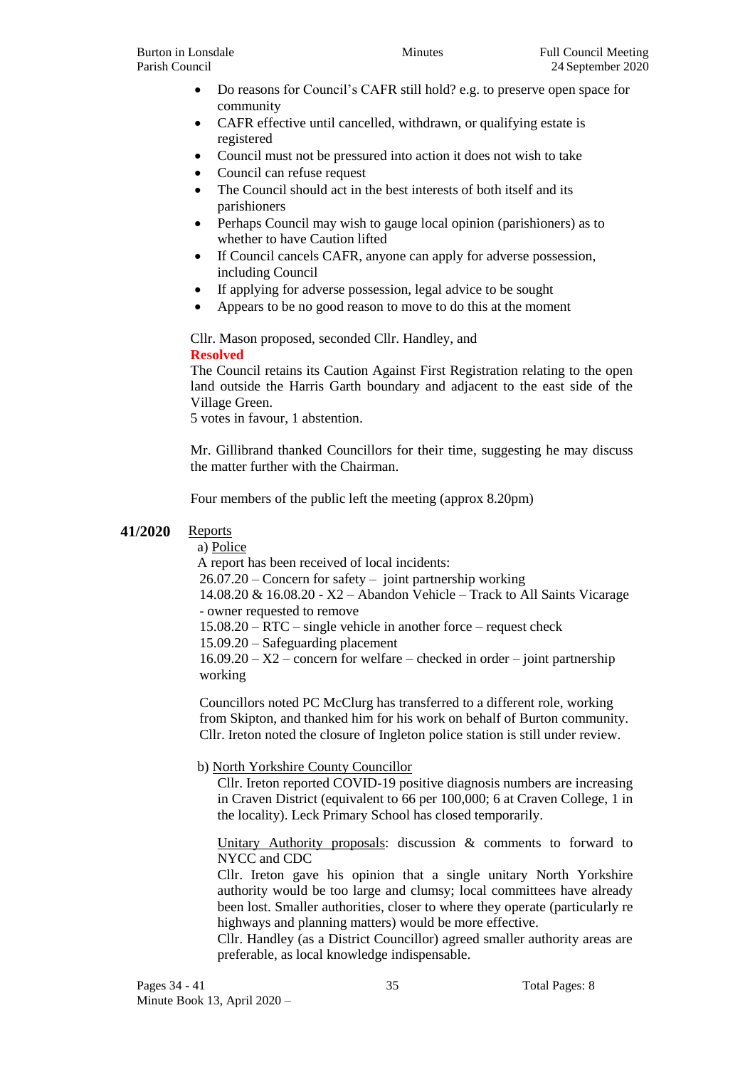- Do reasons for Council's CAFR still hold? e.g. to preserve open space for community
- CAFR effective until cancelled, withdrawn, or qualifying estate is registered
- Council must not be pressured into action it does not wish to take
- Council can refuse request
- The Council should act in the best interests of both itself and its parishioners
- Perhaps Council may wish to gauge local opinion (parishioners) as to whether to have Caution lifted
- If Council cancels CAFR, anyone can apply for adverse possession, including Council
- If applying for adverse possession, legal advice to be sought
- Appears to be no good reason to move to do this at the moment

Cllr. Mason proposed, seconded Cllr. Handley, and

**Resolved**

The Council retains its Caution Against First Registration relating to the open land outside the Harris Garth boundary and adjacent to the east side of the Village Green.

5 votes in favour, 1 abstention.

Mr. Gillibrand thanked Councillors for their time, suggesting he may discuss the matter further with the Chairman.

Four members of the public left the meeting (approx 8.20pm)

**41/2020** Reports

a) Police

A report has been received of local incidents:

26.07.20 – Concern for safety – joint partnership working

14.08.20 & 16.08.20 - X2 – Abandon Vehicle – Track to All Saints Vicarage - owner requested to remove

15.08.20 – RTC – single vehicle in another force – request check

15.09.20 – Safeguarding placement

16.09.20 – X2 – concern for welfare – checked in order – joint partnership working

Councillors noted PC McClurg has transferred to a different role, working from Skipton, and thanked him for his work on behalf of Burton community. Cllr. Ireton noted the closure of Ingleton police station is still under review.

b) North Yorkshire County Councillor

Cllr. Ireton reported COVID-19 positive diagnosis numbers are increasing in Craven District (equivalent to 66 per 100,000; 6 at Craven College, 1 in the locality). Leck Primary School has closed temporarily.

Unitary Authority proposals: discussion & comments to forward to NYCC and CDC

Cllr. Ireton gave his opinion that a single unitary North Yorkshire authority would be too large and clumsy; local committees have already been lost. Smaller authorities, closer to where they operate (particularly re highways and planning matters) would be more effective.

Cllr. Handley (as a District Councillor) agreed smaller authority areas are preferable, as local knowledge indispensable.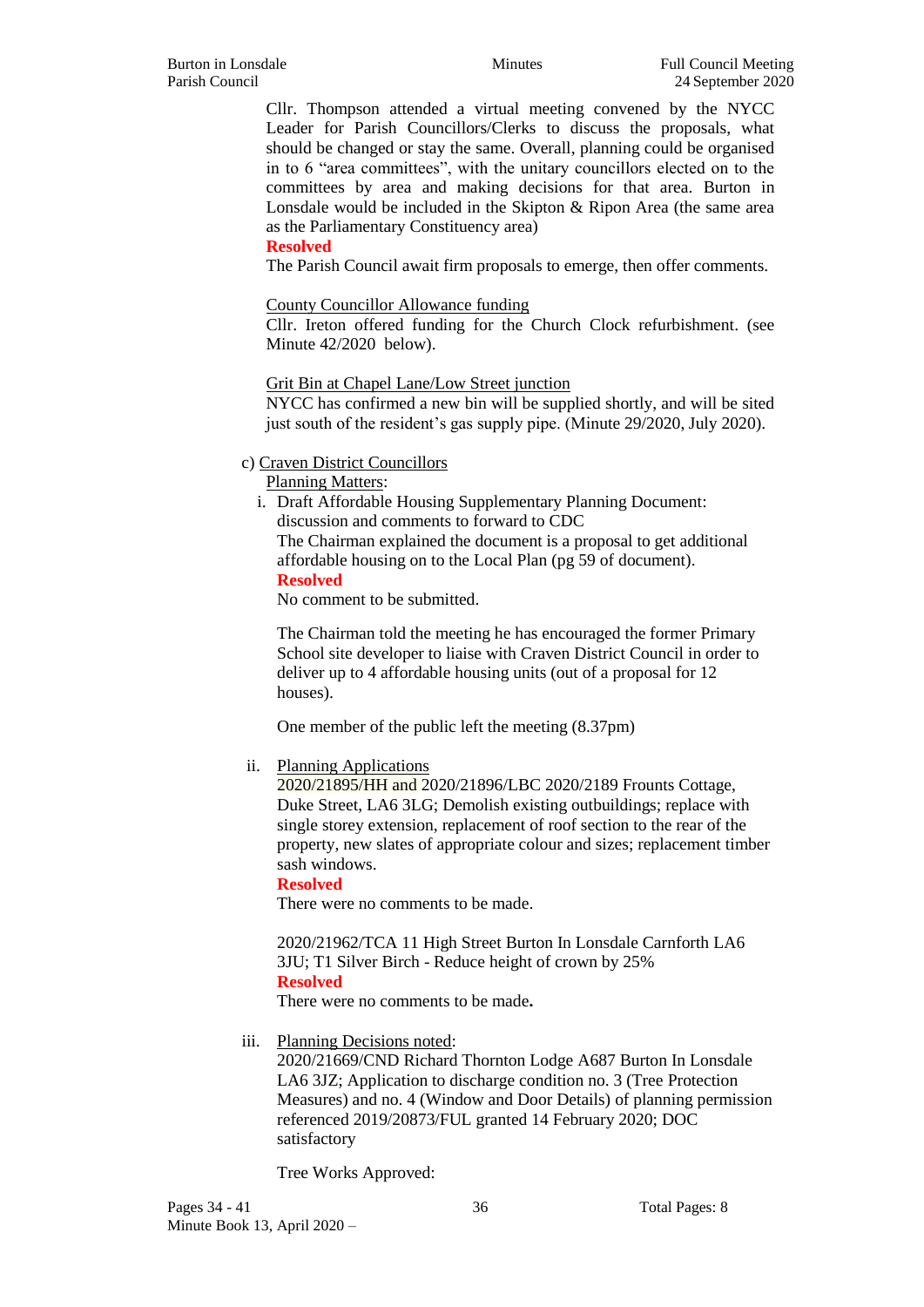Cllr. Thompson attended a virtual meeting convened by the NYCC Leader for Parish Councillors/Clerks to discuss the proposals, what should be changed or stay the same. Overall, planning could be organised in to 6 "area committees", with the unitary councillors elected on to the committees by area and making decisions for that area. Burton in Lonsdale would be included in the Skipton & Ripon Area (the same area as the Parliamentary Constituency area)

**Resolved**

The Parish Council await firm proposals to emerge, then offer comments.

County Councillor Allowance funding

Cllr. Ireton offered funding for the Church Clock refurbishment. (see Minute 42/2020 below).

Grit Bin at Chapel Lane/Low Street junction

NYCC has confirmed a new bin will be supplied shortly, and will be sited just south of the resident's gas supply pipe. (Minute 29/2020, July 2020).

c) Craven District Councillors

Planning Matters:

i. Draft Affordable Housing Supplementary Planning Document: discussion and comments to forward to CDC

The Chairman explained the document is a proposal to get additional affordable housing on to the Local Plan (pg 59 of document).

**Resolved**

No comment to be submitted.

The Chairman told the meeting he has encouraged the former Primary School site developer to liaise with Craven District Council in order to deliver up to 4 affordable housing units (out of a proposal for 12 houses).

One member of the public left the meeting (8.37pm)

ii. Planning Applications

2020/21895/HH and 2020/21896/LBC 2020/2189 Frounts Cottage, Duke Street, LA6 3LG; Demolish existing outbuildings; replace with single storey extension, replacement of roof section to the rear of the property, new slates of appropriate colour and sizes; replacement timber sash windows.

**Resolved**

There were no comments to be made.

2020/21962/TCA 11 High Street Burton In Lonsdale Carnforth LA6 3JU; T1 Silver Birch - Reduce height of crown by 25%

**Resolved**

There were no comments to be made**.**

iii. Planning Decisions noted:

2020/21669/CND Richard Thornton Lodge A687 Burton In Lonsdale LA6 3JZ; Application to discharge condition no. 3 (Tree Protection Measures) and no. 4 (Window and Door Details) of planning permission referenced 2019/20873/FUL granted 14 February 2020; DOC satisfactory

Tree Works Approved: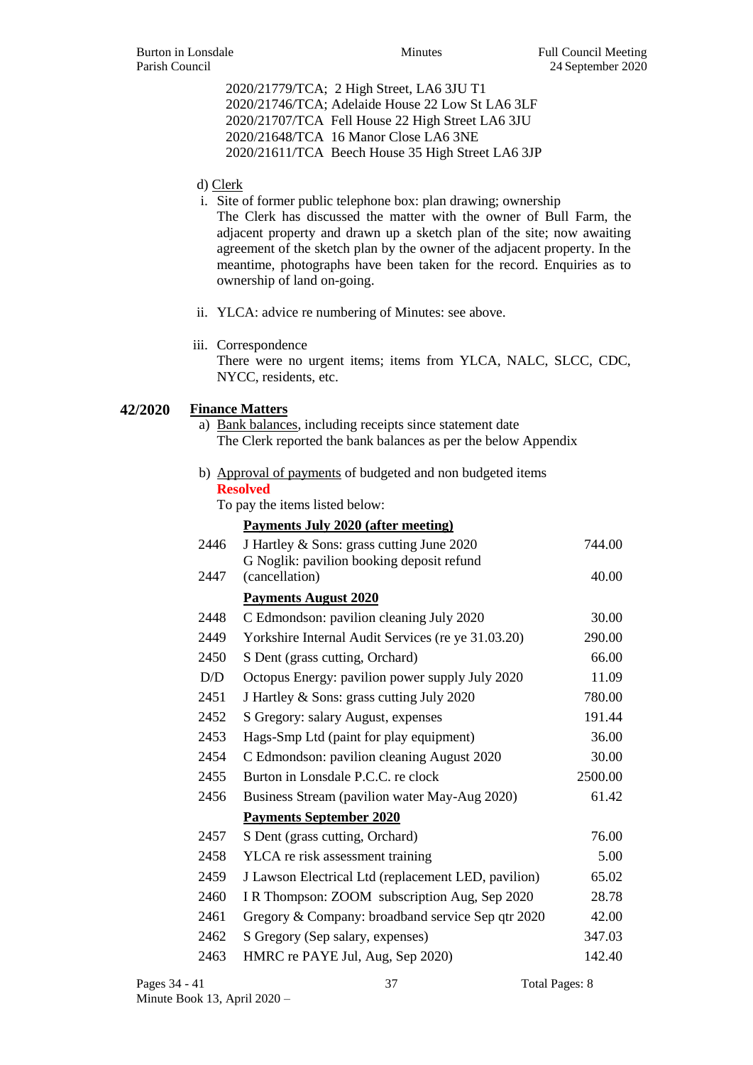2020/21779/TCA; 2 High Street, LA6 3JU T1
2020/21746/TCA; Adelaide House 22 Low St LA6 3LF
2020/21707/TCA Fell House 22 High Street LA6 3JU
2020/21648/TCA 16 Manor Close LA6 3NE
2020/21611/TCA Beech House 35 High Street LA6 3JP

d) Clerk

i. Site of former public telephone box: plan drawing; ownership
The Clerk has discussed the matter with the owner of Bull Farm, the adjacent property and drawn up a sketch plan of the site; now awaiting agreement of the sketch plan by the owner of the adjacent property. In the meantime, photographs have been taken for the record. Enquiries as to ownership of land on-going.

ii. YLCA: advice re numbering of Minutes: see above.

iii. Correspondence
There were no urgent items; items from YLCA, NALC, SLCC, CDC, NYCC, residents, etc.

**42/2020 Finance Matters**

a) Bank balances, including receipts since statement date
The Clerk reported the bank balances as per the below Appendix

b) Approval of payments of budgeted and non budgeted items
**Resolved**
To pay the items listed below:

| | | |
|---|---|---|
| | **Payments July 2020 (after meeting)** | |
| 2446 | J Hartley & Sons: grass cutting June 2020 | 744.00 |
| 2447 | G Noglik: pavilion booking deposit refund (cancellation) | 40.00 |
| | **Payments August 2020** | |
| 2448 | C Edmondson: pavilion cleaning July 2020 | 30.00 |
| 2449 | Yorkshire Internal Audit Services (re ye 31.03.20) | 290.00 |
| 2450 | S Dent (grass cutting, Orchard) | 66.00 |
| D/D | Octopus Energy: pavilion power supply July 2020 | 11.09 |
| 2451 | J Hartley & Sons: grass cutting July 2020 | 780.00 |
| 2452 | S Gregory: salary August, expenses | 191.44 |
| 2453 | Hags-Smp Ltd (paint for play equipment) | 36.00 |
| 2454 | C Edmondson: pavilion cleaning August 2020 | 30.00 |
| 2455 | Burton in Lonsdale P.C.C. re clock | 2500.00 |
| 2456 | Business Stream (pavilion water May-Aug 2020) | 61.42 |
| | **Payments September 2020** | |
| 2457 | S Dent (grass cutting, Orchard) | 76.00 |
| 2458 | YLCA re risk assessment training | 5.00 |
| 2459 | J Lawson Electrical Ltd (replacement LED, pavilion) | 65.02 |
| 2460 | I R Thompson: ZOOM subscription Aug, Sep 2020 | 28.78 |
| 2461 | Gregory & Company: broadband service Sep qtr 2020 | 42.00 |
| 2462 | S Gregory (Sep salary, expenses) | 347.03 |
| 2463 | HMRC re PAYE Jul, Aug, Sep 2020) | 142.40 |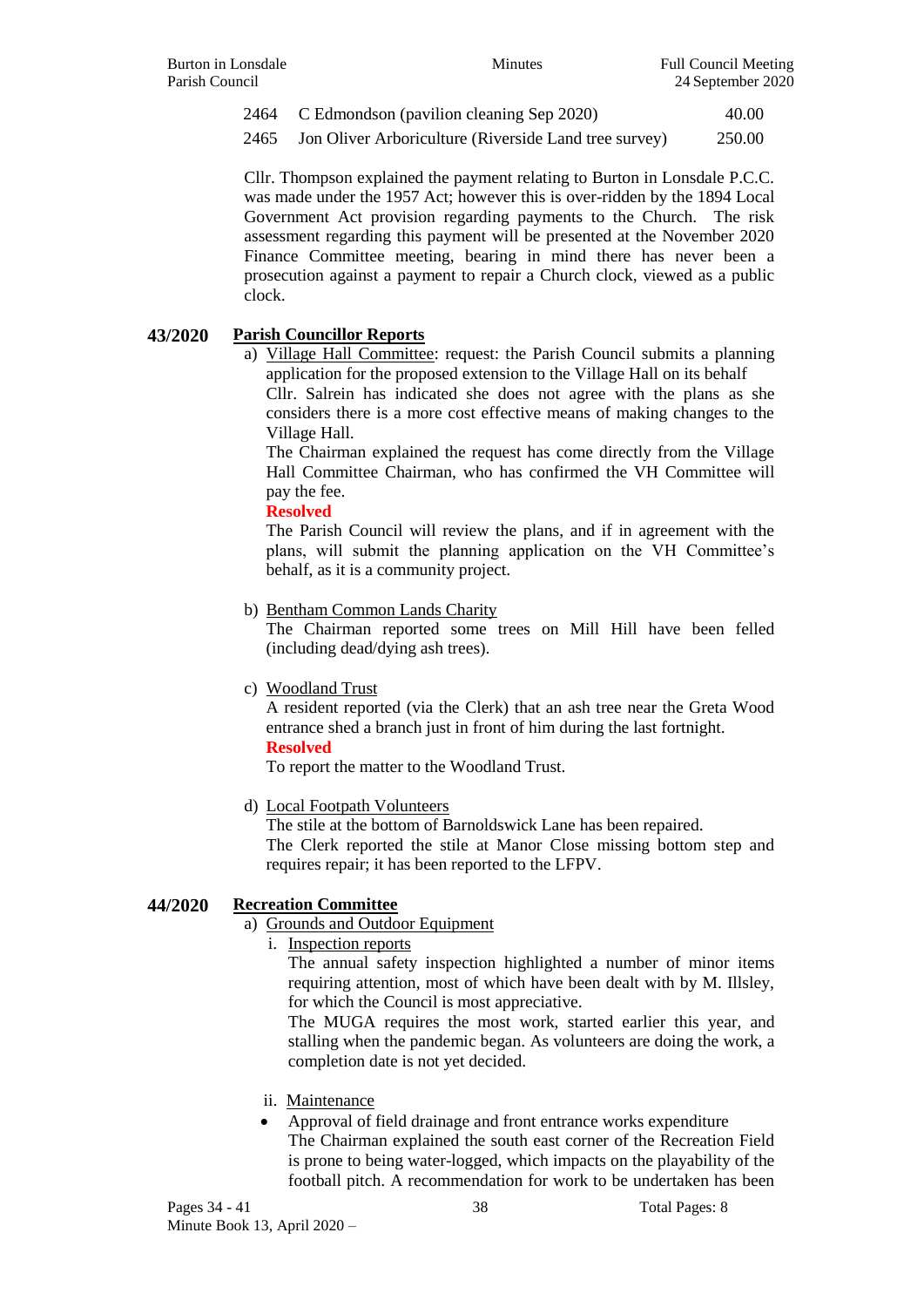| | | |
|---|---|---|
| 2464 | C Edmondson (pavilion cleaning Sep 2020) | 40.00 |
| 2465 | Jon Oliver Arboriculture (Riverside Land tree survey) | 250.00 |

Cllr. Thompson explained the payment relating to Burton in Lonsdale P.C.C. was made under the 1957 Act; however this is over-ridden by the 1894 Local Government Act provision regarding payments to the Church. The risk assessment regarding this payment will be presented at the November 2020 Finance Committee meeting, bearing in mind there has never been a prosecution against a payment to repair a Church clock, viewed as a public clock.

## 43/2020 Parish Councillor Reports

a) Village Hall Committee: request: the Parish Council submits a planning application for the proposed extension to the Village Hall on its behalf
Cllr. Salrein has indicated she does not agree with the plans as she considers there is a more cost effective means of making changes to the Village Hall.
The Chairman explained the request has come directly from the Village Hall Committee Chairman, who has confirmed the VH Committee will pay the fee.
**Resolved**
The Parish Council will review the plans, and if in agreement with the plans, will submit the planning application on the VH Committee's behalf, as it is a community project.

b) Bentham Common Lands Charity
The Chairman reported some trees on Mill Hill have been felled (including dead/dying ash trees).

c) Woodland Trust
A resident reported (via the Clerk) that an ash tree near the Greta Wood entrance shed a branch just in front of him during the last fortnight.
**Resolved**
To report the matter to the Woodland Trust.

d) Local Footpath Volunteers
The stile at the bottom of Barnoldswick Lane has been repaired.
The Clerk reported the stile at Manor Close missing bottom step and requires repair; it has been reported to the LFPV.

## 44/2020 Recreation Committee

a) Grounds and Outdoor Equipment

i. Inspection reports
The annual safety inspection highlighted a number of minor items requiring attention, most of which have been dealt with by M. Illsley, for which the Council is most appreciative.
The MUGA requires the most work, started earlier this year, and stalling when the pandemic began. As volunteers are doing the work, a completion date is not yet decided.

ii. Maintenance

- Approval of field drainage and front entrance works expenditure
The Chairman explained the south east corner of the Recreation Field is prone to being water-logged, which impacts on the playability of the football pitch. A recommendation for work to be undertaken has been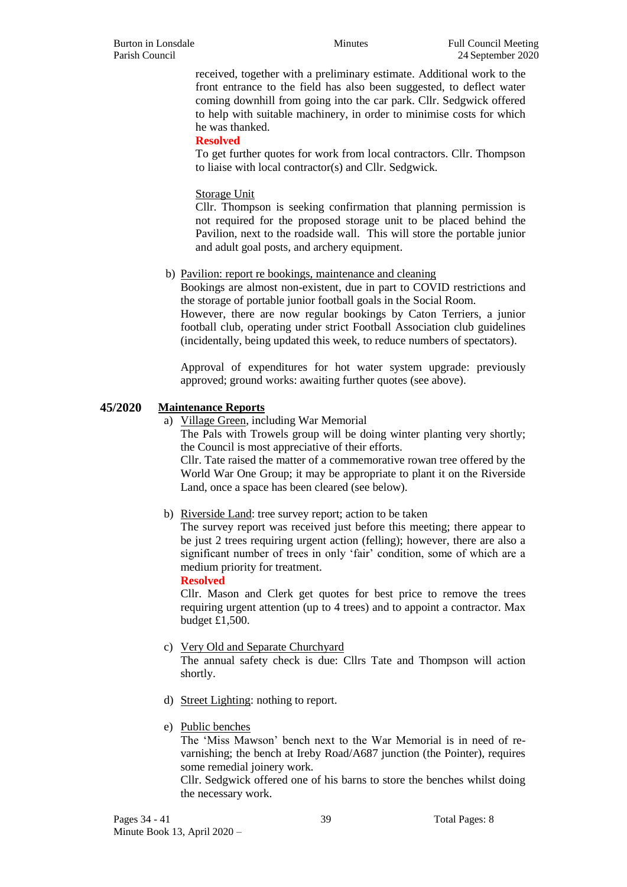received, together with a preliminary estimate. Additional work to the front entrance to the field has also been suggested, to deflect water coming downhill from going into the car park. Cllr. Sedgwick offered to help with suitable machinery, in order to minimise costs for which he was thanked.

**Resolved**

To get further quotes for work from local contractors. Cllr. Thompson to liaise with local contractor(s) and Cllr. Sedgwick.

Storage Unit

Cllr. Thompson is seeking confirmation that planning permission is not required for the proposed storage unit to be placed behind the Pavilion, next to the roadside wall. This will store the portable junior and adult goal posts, and archery equipment.

b) Pavilion: report re bookings, maintenance and cleaning

Bookings are almost non-existent, due in part to COVID restrictions and the storage of portable junior football goals in the Social Room.

However, there are now regular bookings by Caton Terriers, a junior football club, operating under strict Football Association club guidelines (incidentally, being updated this week, to reduce numbers of spectators).

Approval of expenditures for hot water system upgrade: previously approved; ground works: awaiting further quotes (see above).

## 45/2020 Maintenance Reports

a) Village Green, including War Memorial

The Pals with Trowels group will be doing winter planting very shortly; the Council is most appreciative of their efforts.

Cllr. Tate raised the matter of a commemorative rowan tree offered by the World War One Group; it may be appropriate to plant it on the Riverside Land, once a space has been cleared (see below).

b) Riverside Land: tree survey report; action to be taken

The survey report was received just before this meeting; there appear to be just 2 trees requiring urgent action (felling); however, there are also a significant number of trees in only 'fair' condition, some of which are a medium priority for treatment.

**Resolved**

Cllr. Mason and Clerk get quotes for best price to remove the trees requiring urgent attention (up to 4 trees) and to appoint a contractor. Max budget £1,500.

c) Very Old and Separate Churchyard

The annual safety check is due: Cllrs Tate and Thompson will action shortly.

d) Street Lighting: nothing to report.

e) Public benches

The 'Miss Mawson' bench next to the War Memorial is in need of re-varnishing; the bench at Ireby Road/A687 junction (the Pointer), requires some remedial joinery work.

Cllr. Sedgwick offered one of his barns to store the benches whilst doing the necessary work.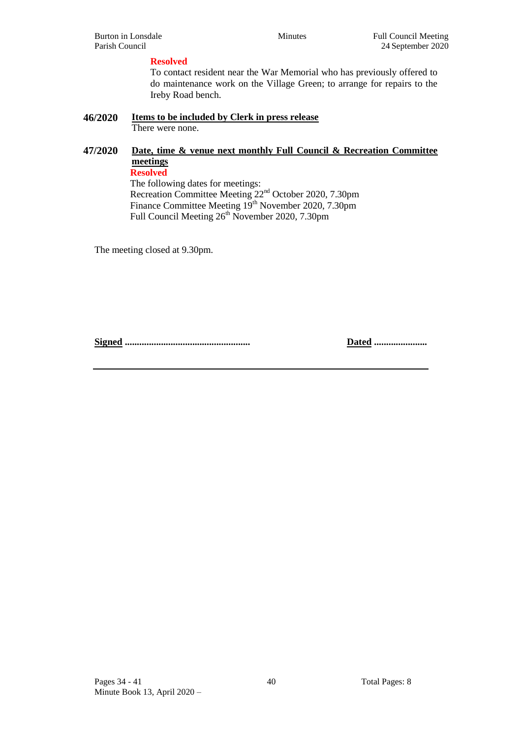**Resolved**

To contact resident near the War Memorial who has previously offered to do maintenance work on the Village Green; to arrange for repairs to the Ireby Road bench.

**46/2020 Items to be included by Clerk in press release**

There were none.

**47/2020 Date, time & venue next monthly Full Council & Recreation Committee meetings**

**Resolved**

The following dates for meetings:
Recreation Committee Meeting 22nd October 2020, 7.30pm
Finance Committee Meeting 19th November 2020, 7.30pm
Full Council Meeting 26th November 2020, 7.30pm

The meeting closed at 9.30pm.

**Signed** ....................................................  **Dated** ......................

Pages 34 - 41
Minute Book 13, April 2020 –
Total Pages: 8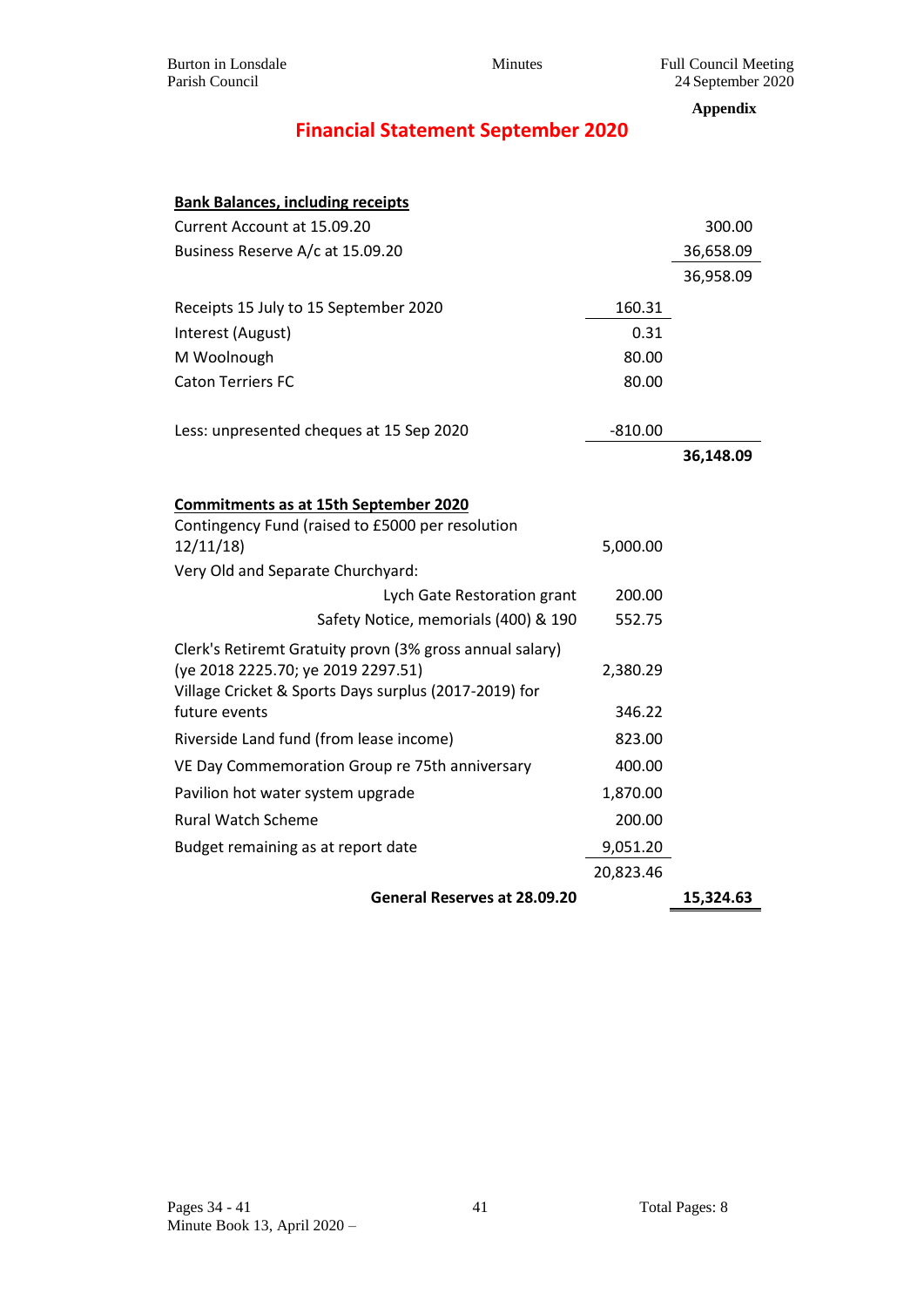**Appendix**

## Financial Statement September 2020

| | | |
|---|---|---|
| **Bank Balances, including receipts** | | |
| Current Account at 15.09.20 | | 300.00 |
| Business Reserve A/c at 15.09.20 | | 36,658.09 |
| | | 36,958.09 |
| Receipts 15 July to 15 September 2020 | 160.31 | |
| Interest (August) | 0.31 | |
| M Woolnough | 80.00 | |
| Caton Terriers FC | 80.00 | |
| Less: unpresented cheques at 15 Sep 2020 | -810.00 | |
| | | **36,148.09** |
| **Commitments as at 15th September 2020** | | |
| Contingency Fund (raised to £5000 per resolution 12/11/18) | 5,000.00 | |
| Very Old and Separate Churchyard: | | |
| Lych Gate Restoration grant | 200.00 | |
| Safety Notice, memorials (400) & 190 | 552.75 | |
| Clerk's Retiremt Gratuity provn (3% gross annual salary) (ye 2018 2225.70; ye 2019 2297.51) | 2,380.29 | |
| Village Cricket & Sports Days surplus (2017-2019) for future events | 346.22 | |
| Riverside Land fund (from lease income) | 823.00 | |
| VE Day Commemoration Group re 75th anniversary | 400.00 | |
| Pavilion hot water system upgrade | 1,870.00 | |
| Rural Watch Scheme | 200.00 | |
| Budget remaining as at report date | 9,051.20 | |
| | 20,823.46 | |
| **General Reserves at 28.09.20** | | **15,324.63** |